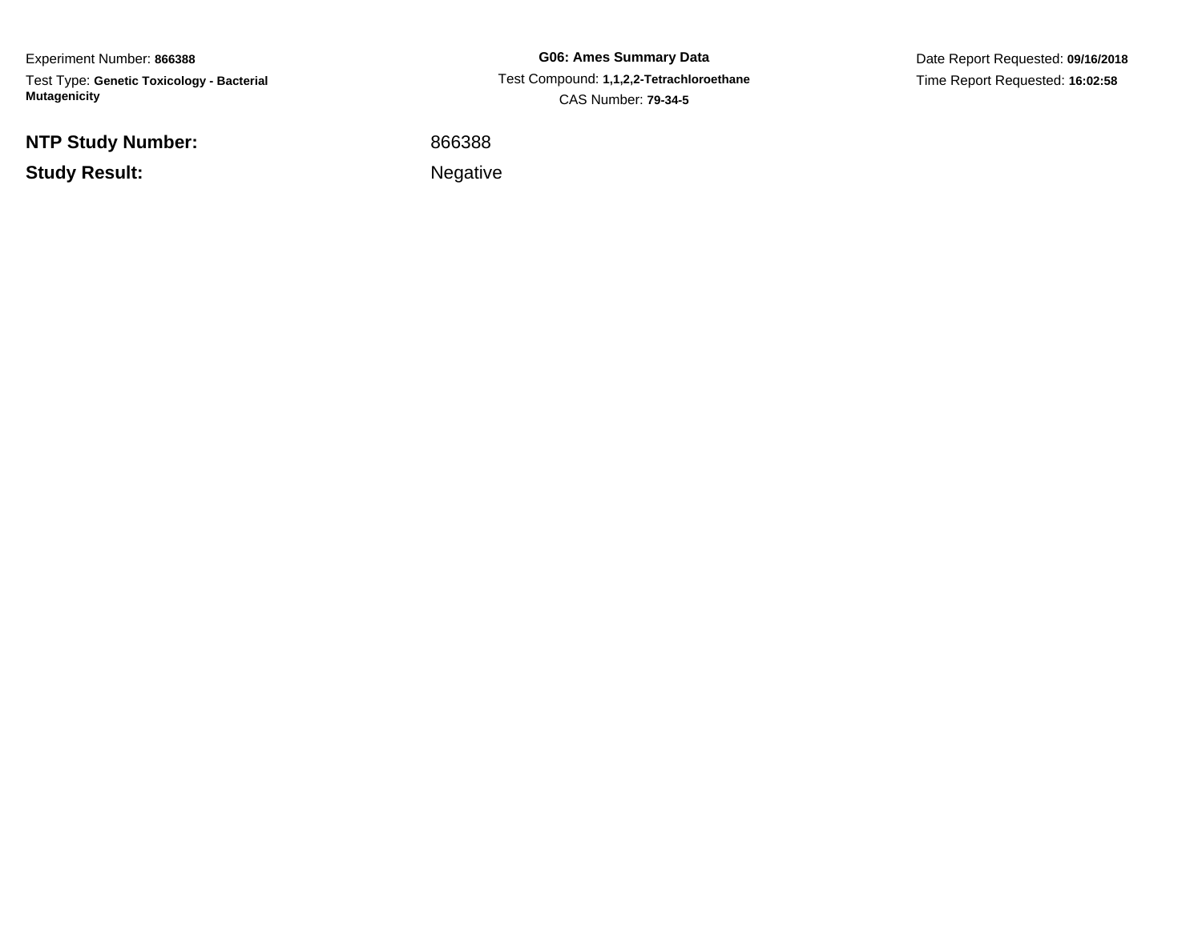Experiment Number: **866388**

Test Type: **Genetic Toxicology - Bacterial Mutagenicity**

**G06: Ames Summary Data**

Test Compound: **1,1,2,2-Tetrachloroethane**

CAS Number: **79-34-5**

Date Report Requested: **09/16/2018**

Time Report Requested: **16:02:58**

| | |
|---|---|
| **NTP Study Number:** | 866388 |
| **Study Result:** | Negative |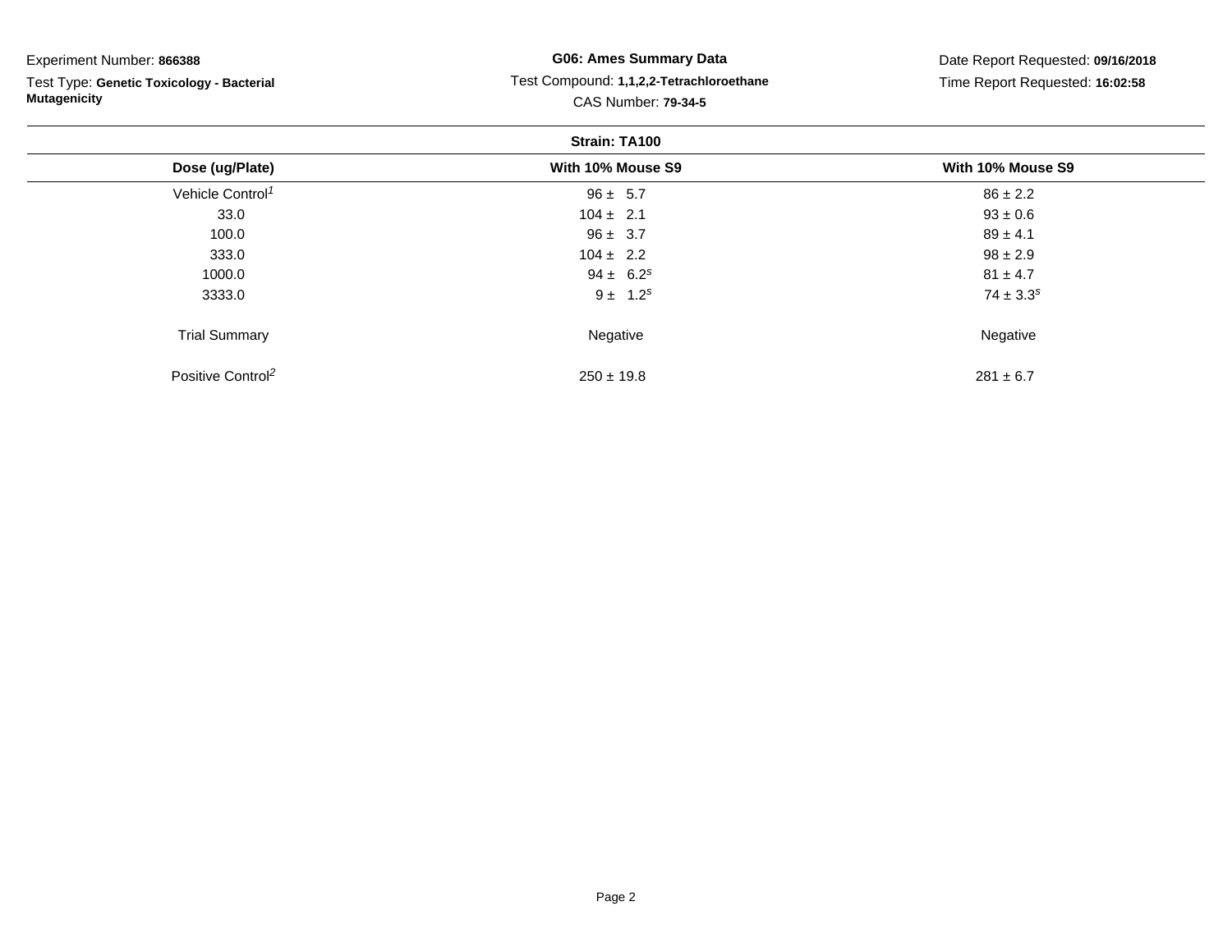Experiment Number: **866388**

Test Type: **Genetic Toxicology - Bacterial Mutagenicity**

**G06: Ames Summary Data**

Test Compound: **1,1,2,2-Tetrachloroethane**

CAS Number: **79-34-5**

Date Report Requested: **09/16/2018**

Time Report Requested: **16:02:58**

**Strain: TA100**

| Dose (ug/Plate) | With 10% Mouse S9 | With 10% Mouse S9 |
|---|---|---|
| Vehicle Control[1] | 96 ± 5.7 | 86 ± 2.2 |
| 33.0 | 104 ± 2.1 | 93 ± 0.6 |
| 100.0 | 96 ± 3.7 | 89 ± 4.1 |
| 333.0 | 104 ± 2.2 | 98 ± 2.9 |
| 1000.0 | 94 ± 6.2[s] | 81 ± 4.7 |
| 3333.0 | 9 ± 1.2[s] | 74 ± 3.3[s] |
| Trial Summary | Negative | Negative |
| Positive Control[2] | 250 ± 19.8 | 281 ± 6.7 |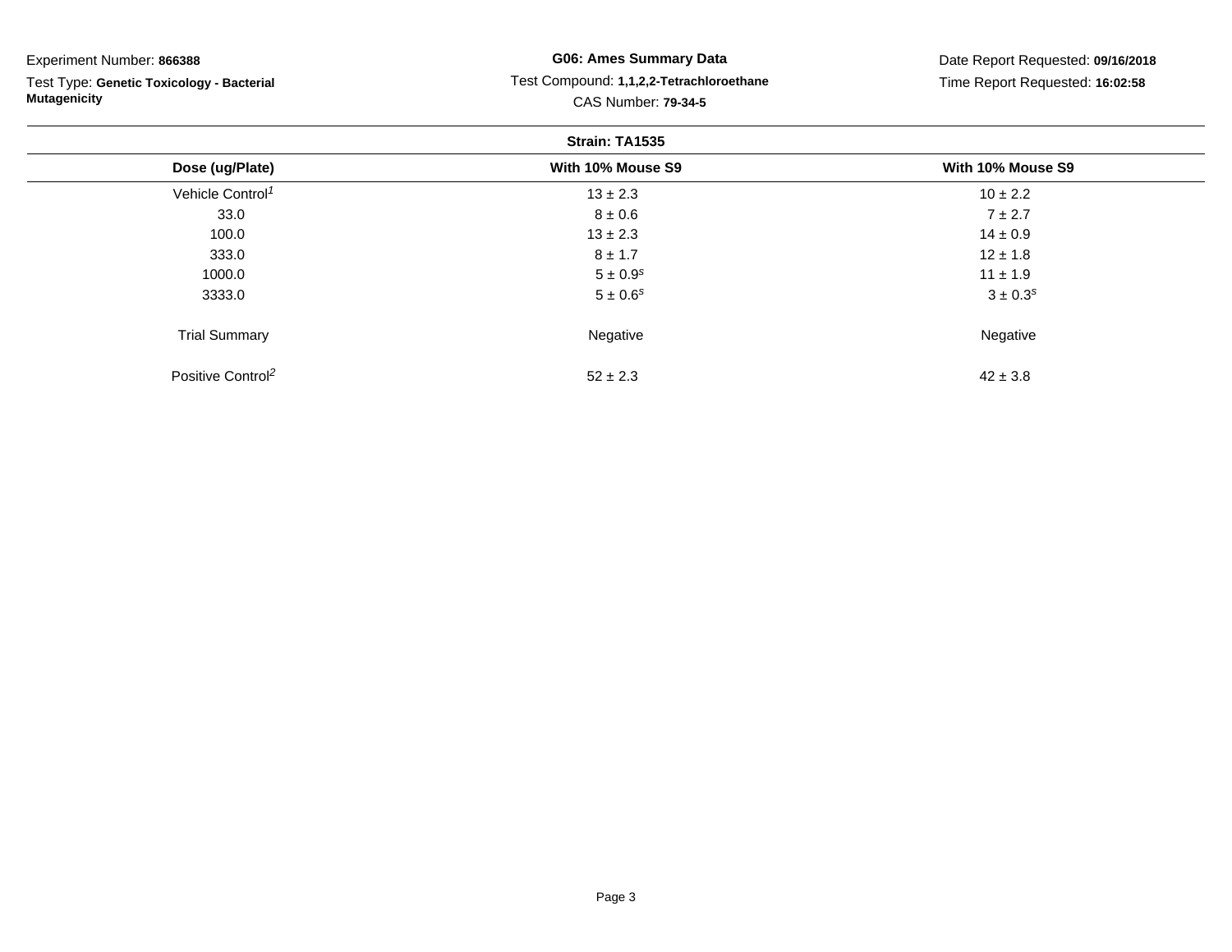Experiment Number: **866388**

Test Type: **Genetic Toxicology - Bacterial Mutagenicity**

**G06: Ames Summary Data**

Test Compound: **1,1,2,2-Tetrachloroethane**

CAS Number: **79-34-5**

Date Report Requested: **09/16/2018**

Time Report Requested: **16:02:58**

**Strain: TA1535**

| Dose (ug/Plate) | With 10% Mouse S9 | With 10% Mouse S9 |
|---|---|---|
| Vehicle Control[1] | 13 ± 2.3 | 10 ± 2.2 |
| 33.0 | 8 ± 0.6 | 7 ± 2.7 |
| 100.0 | 13 ± 2.3 | 14 ± 0.9 |
| 333.0 | 8 ± 1.7 | 12 ± 1.8 |
| 1000.0 | 5 ± 0.9[s] | 11 ± 1.9 |
| 3333.0 | 5 ± 0.6[s] | 3 ± 0.3[s] |
| Trial Summary | Negative | Negative |
| Positive Control[2] | 52 ± 2.3 | 42 ± 3.8 |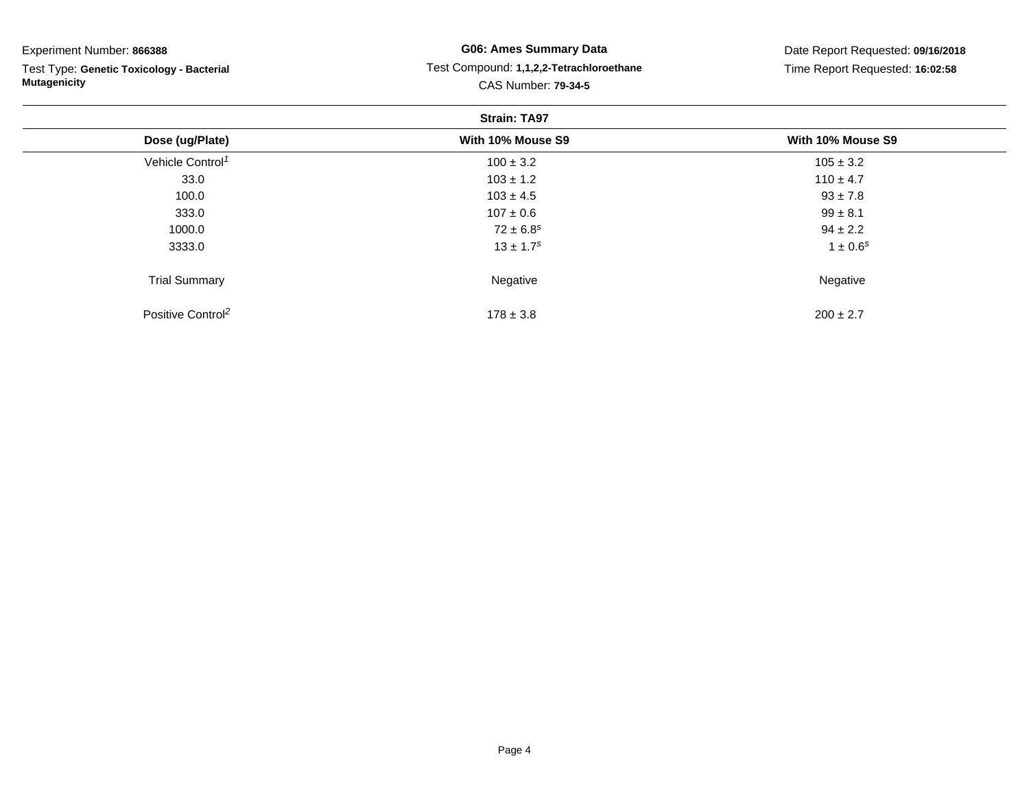Experiment Number: **866388**

Test Type: **Genetic Toxicology - Bacterial Mutagenicity**

**G06: Ames Summary Data**

Test Compound: **1,1,2,2-Tetrachloroethane**

CAS Number: **79-34-5**

Date Report Requested: **09/16/2018**

Time Report Requested: **16:02:58**

**Strain: TA97**

| Dose (ug/Plate) | With 10% Mouse S9 | With 10% Mouse S9 |
|---|---|---|
| Vehicle Control[1] | 100 ± 3.2 | 105 ± 3.2 |
| 33.0 | 103 ± 1.2 | 110 ± 4.7 |
| 100.0 | 103 ± 4.5 | 93 ± 7.8 |
| 333.0 | 107 ± 0.6 | 99 ± 8.1 |
| 1000.0 | 72 ± 6.8[s] | 94 ± 2.2 |
| 3333.0 | 13 ± 1.7[s] | 1 ± 0.6[s] |
| Trial Summary | Negative | Negative |
| Positive Control[2] | 178 ± 3.8 | 200 ± 2.7 |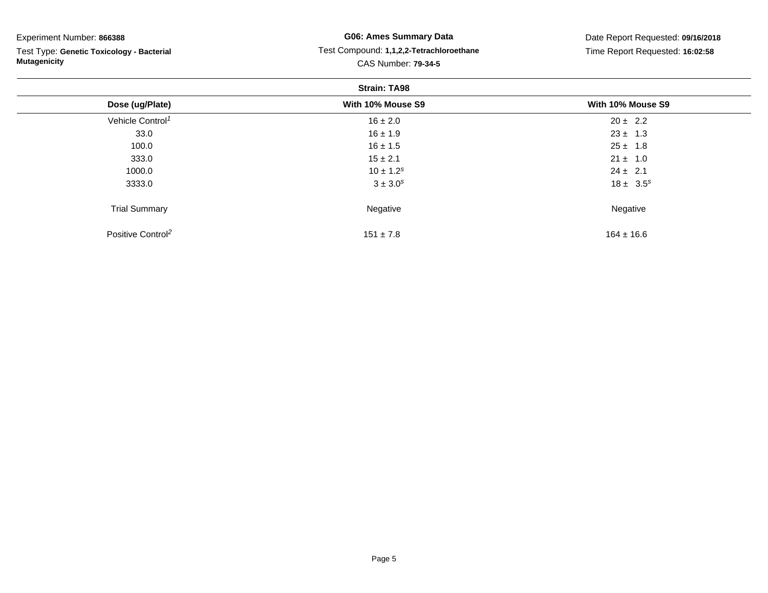Experiment Number: **866388**

Test Type: **Genetic Toxicology - Bacterial Mutagenicity**

**G06: Ames Summary Data**

Test Compound: **1,1,2,2-Tetrachloroethane**

CAS Number: **79-34-5**

Date Report Requested: **09/16/2018**

Time Report Requested: **16:02:58**

**Strain: TA98**

| Dose (ug/Plate) | With 10% Mouse S9 | With 10% Mouse S9 |
|---|---|---|
| Vehicle Control[1] | 16 ± 2.0 | 20 ± 2.2 |
| 33.0 | 16 ± 1.9 | 23 ± 1.3 |
| 100.0 | 16 ± 1.5 | 25 ± 1.8 |
| 333.0 | 15 ± 2.1 | 21 ± 1.0 |
| 1000.0 | 10 ± 1.2[s] | 24 ± 2.1 |
| 3333.0 | 3 ± 3.0[s] | 18 ± 3.5[s] |
| Trial Summary | Negative | Negative |
| Positive Control[2] | 151 ± 7.8 | 164 ± 16.6 |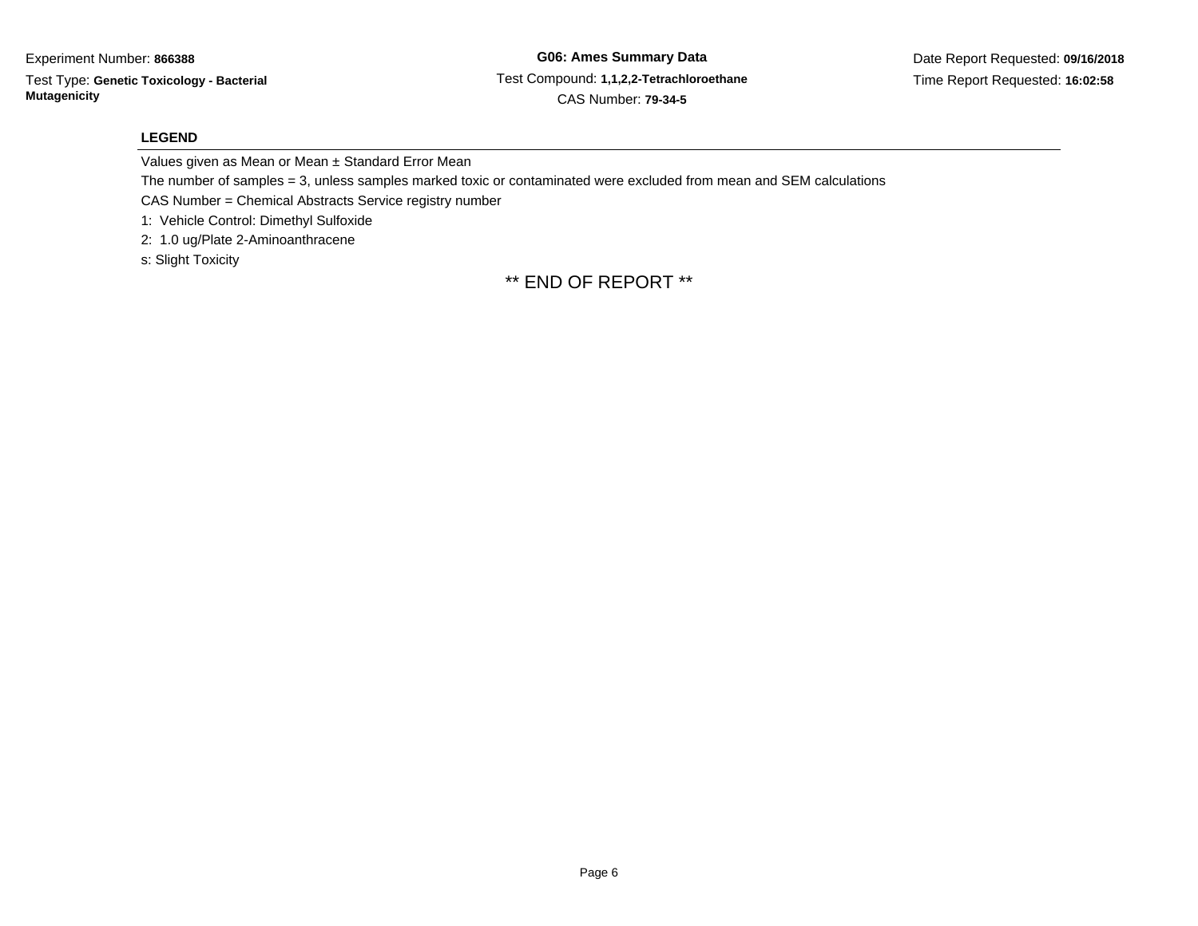#### LEGEND

Values given as Mean or Mean ± Standard Error Mean

The number of samples = 3, unless samples marked toxic or contaminated were excluded from mean and SEM calculations

CAS Number = Chemical Abstracts Service registry number

1: Vehicle Control: Dimethyl Sulfoxide

2: 1.0 ug/Plate 2-Aminoanthracene

s: Slight Toxicity

** END OF REPORT **